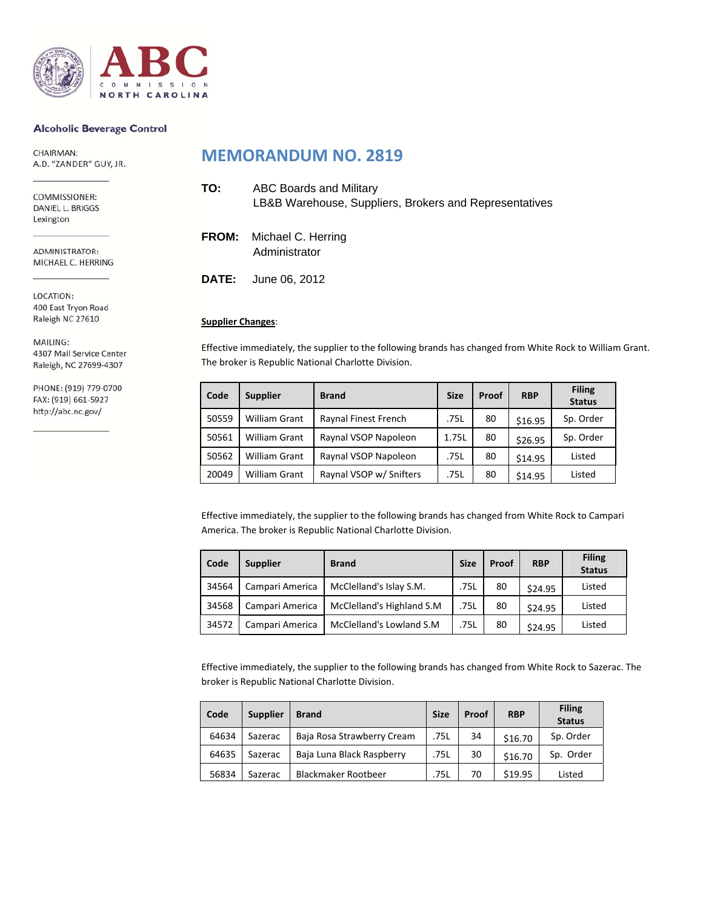ABC

COMMISSION
NORTH CAROLINA

**Alcoholic Beverage Control**

CHAIRMAN:
A.D. "ZANDER" GUY, JR.

COMMISSIONER:
DANIEL L. BRIGGS
Lexington

ADMINISTRATOR:
MICHAEL C. HERRING

LOCATION:
400 East Tryon Road
Raleigh NC 27610

MAILING:
4307 Mail Service Center
Raleigh, NC 27699-4307

PHONE: (919) 779-0700
FAX: (919) 661-5927
http://abc.nc.gov/

# MEMORANDUM NO. 2819

**TO:** ABC Boards and Military
LB&B Warehouse, Suppliers, Brokers and Representatives

**FROM:** Michael C. Herring
Administrator

**DATE:** June 06, 2012

**Supplier Changes**:

Effective immediately, the supplier to the following brands has changed from White Rock to William Grant. The broker is Republic National Charlotte Division.

| Code | Supplier | Brand | Size | Proof | RBP | Filing Status |
|---|---|---|---|---|---|---|
| 50559 | William Grant | Raynal Finest French | .75L | 80 | $16.95 | Sp. Order |
| 50561 | William Grant | Raynal VSOP Napoleon | 1.75L | 80 | $26.95 | Sp. Order |
| 50562 | William Grant | Raynal VSOP Napoleon | .75L | 80 | $14.95 | Listed |
| 20049 | William Grant | Raynal VSOP w/ Snifters | .75L | 80 | $14.95 | Listed |

Effective immediately, the supplier to the following brands has changed from White Rock to Campari America. The broker is Republic National Charlotte Division.

| Code | Supplier | Brand | Size | Proof | RBP | Filing Status |
|---|---|---|---|---|---|---|
| 34564 | Campari America | McClelland's Islay S.M. | .75L | 80 | $24.95 | Listed |
| 34568 | Campari America | McClelland's Highland S.M | .75L | 80 | $24.95 | Listed |
| 34572 | Campari America | McClelland's Lowland S.M | .75L | 80 | $24.95 | Listed |

Effective immediately, the supplier to the following brands has changed from White Rock to Sazerac. The broker is Republic National Charlotte Division.

| Code | Supplier | Brand | Size | Proof | RBP | Filing Status |
|---|---|---|---|---|---|---|
| 64634 | Sazerac | Baja Rosa Strawberry Cream | .75L | 34 | $16.70 | Sp. Order |
| 64635 | Sazerac | Baja Luna Black Raspberry | .75L | 30 | $16.70 | Sp. Order |
| 56834 | Sazerac | Blackmaker Rootbeer | .75L | 70 | $19.95 | Listed |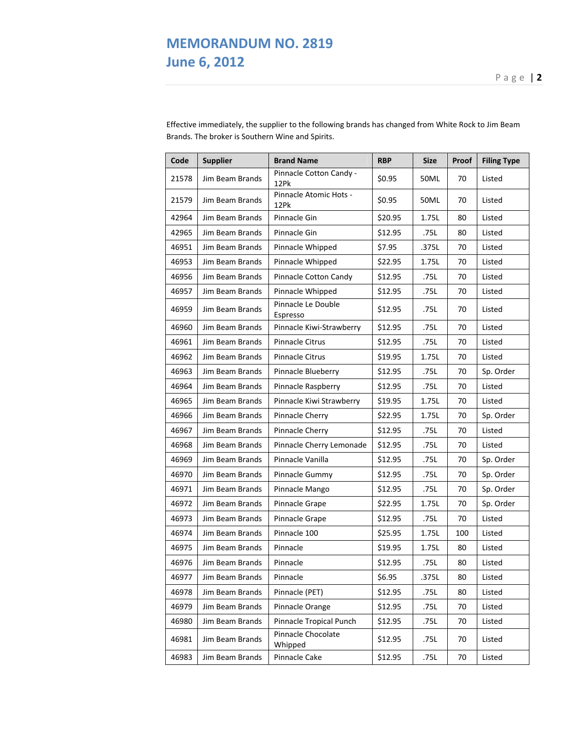# MEMORANDUM NO. 2819
## June 6, 2012

Effective immediately, the supplier to the following brands has changed from White Rock to Jim Beam Brands. The broker is Southern Wine and Spirits.

| Code | Supplier | Brand Name | RBP | Size | Proof | Filing Type |
|---|---|---|---|---|---|---|
| 21578 | Jim Beam Brands | Pinnacle Cotton Candy - 12Pk | $0.95 | 50ML | 70 | Listed |
| 21579 | Jim Beam Brands | Pinnacle Atomic Hots - 12Pk | $0.95 | 50ML | 70 | Listed |
| 42964 | Jim Beam Brands | Pinnacle Gin | $20.95 | 1.75L | 80 | Listed |
| 42965 | Jim Beam Brands | Pinnacle Gin | $12.95 | .75L | 80 | Listed |
| 46951 | Jim Beam Brands | Pinnacle Whipped | $7.95 | .375L | 70 | Listed |
| 46953 | Jim Beam Brands | Pinnacle Whipped | $22.95 | 1.75L | 70 | Listed |
| 46956 | Jim Beam Brands | Pinnacle Cotton Candy | $12.95 | .75L | 70 | Listed |
| 46957 | Jim Beam Brands | Pinnacle Whipped | $12.95 | .75L | 70 | Listed |
| 46959 | Jim Beam Brands | Pinnacle Le Double Espresso | $12.95 | .75L | 70 | Listed |
| 46960 | Jim Beam Brands | Pinnacle Kiwi-Strawberry | $12.95 | .75L | 70 | Listed |
| 46961 | Jim Beam Brands | Pinnacle Citrus | $12.95 | .75L | 70 | Listed |
| 46962 | Jim Beam Brands | Pinnacle Citrus | $19.95 | 1.75L | 70 | Listed |
| 46963 | Jim Beam Brands | Pinnacle Blueberry | $12.95 | .75L | 70 | Sp. Order |
| 46964 | Jim Beam Brands | Pinnacle Raspberry | $12.95 | .75L | 70 | Listed |
| 46965 | Jim Beam Brands | Pinnacle Kiwi Strawberry | $19.95 | 1.75L | 70 | Listed |
| 46966 | Jim Beam Brands | Pinnacle Cherry | $22.95 | 1.75L | 70 | Sp. Order |
| 46967 | Jim Beam Brands | Pinnacle Cherry | $12.95 | .75L | 70 | Listed |
| 46968 | Jim Beam Brands | Pinnacle Cherry Lemonade | $12.95 | .75L | 70 | Listed |
| 46969 | Jim Beam Brands | Pinnacle Vanilla | $12.95 | .75L | 70 | Sp. Order |
| 46970 | Jim Beam Brands | Pinnacle Gummy | $12.95 | .75L | 70 | Sp. Order |
| 46971 | Jim Beam Brands | Pinnacle Mango | $12.95 | .75L | 70 | Sp. Order |
| 46972 | Jim Beam Brands | Pinnacle Grape | $22.95 | 1.75L | 70 | Sp. Order |
| 46973 | Jim Beam Brands | Pinnacle Grape | $12.95 | .75L | 70 | Listed |
| 46974 | Jim Beam Brands | Pinnacle 100 | $25.95 | 1.75L | 100 | Listed |
| 46975 | Jim Beam Brands | Pinnacle | $19.95 | 1.75L | 80 | Listed |
| 46976 | Jim Beam Brands | Pinnacle | $12.95 | .75L | 80 | Listed |
| 46977 | Jim Beam Brands | Pinnacle | $6.95 | .375L | 80 | Listed |
| 46978 | Jim Beam Brands | Pinnacle (PET) | $12.95 | .75L | 80 | Listed |
| 46979 | Jim Beam Brands | Pinnacle Orange | $12.95 | .75L | 70 | Listed |
| 46980 | Jim Beam Brands | Pinnacle Tropical Punch | $12.95 | .75L | 70 | Listed |
| 46981 | Jim Beam Brands | Pinnacle Chocolate Whipped | $12.95 | .75L | 70 | Listed |
| 46983 | Jim Beam Brands | Pinnacle Cake | $12.95 | .75L | 70 | Listed |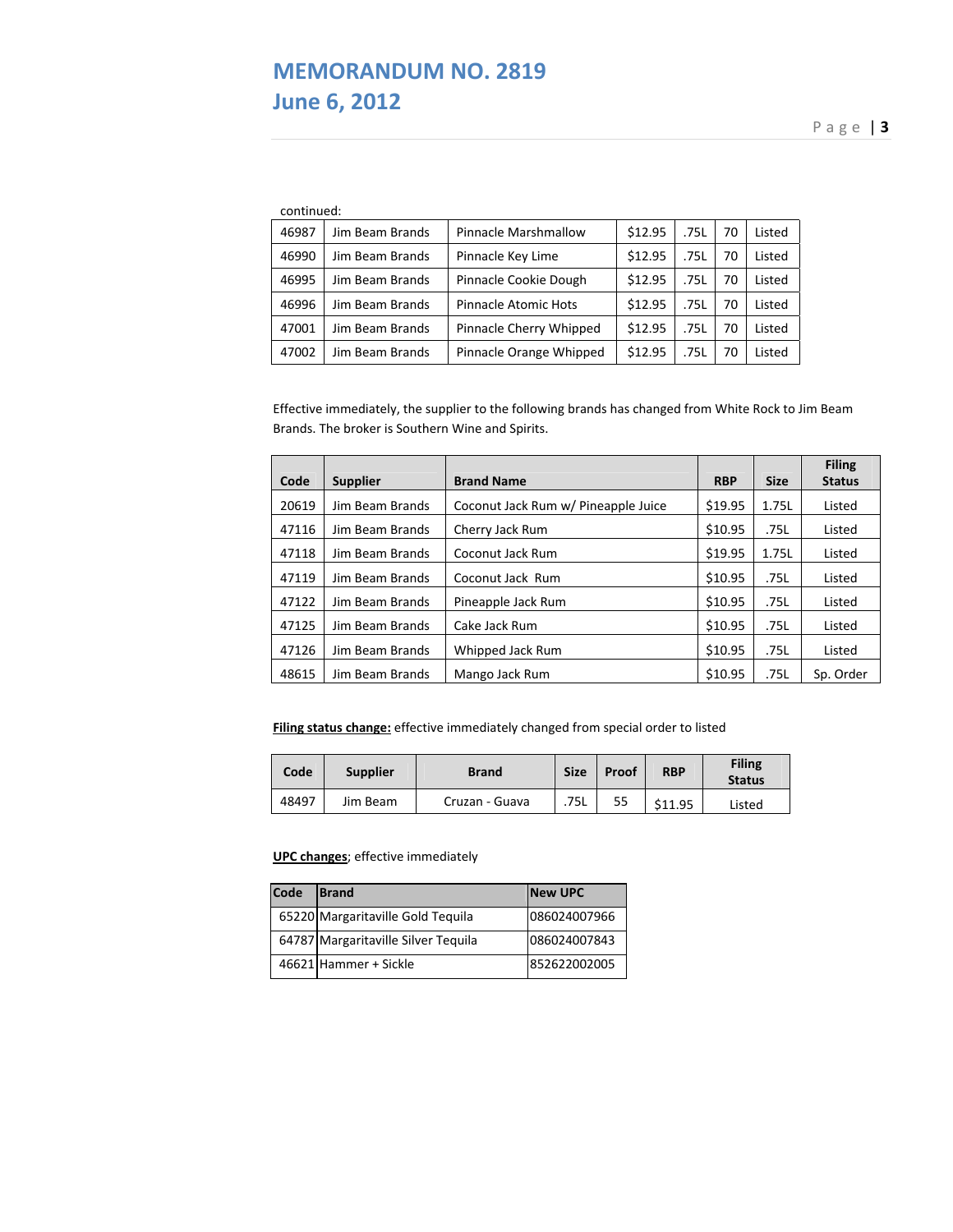# MEMORANDUM NO. 2819
## June 6, 2012

continued:

| | | | | | | |
|---|---|---|---|---|---|---|
| 46987 | Jim Beam Brands | Pinnacle Marshmallow | $12.95 | .75L | 70 | Listed |
| 46990 | Jim Beam Brands | Pinnacle Key Lime | $12.95 | .75L | 70 | Listed |
| 46995 | Jim Beam Brands | Pinnacle Cookie Dough | $12.95 | .75L | 70 | Listed |
| 46996 | Jim Beam Brands | Pinnacle Atomic Hots | $12.95 | .75L | 70 | Listed |
| 47001 | Jim Beam Brands | Pinnacle Cherry Whipped | $12.95 | .75L | 70 | Listed |
| 47002 | Jim Beam Brands | Pinnacle Orange Whipped | $12.95 | .75L | 70 | Listed |

Effective immediately, the supplier to the following brands has changed from White Rock to Jim Beam Brands. The broker is Southern Wine and Spirits.

| Code | Supplier | Brand Name | RBP | Size | Filing Status |
|---|---|---|---|---|---|
| 20619 | Jim Beam Brands | Coconut Jack Rum w/ Pineapple Juice | $19.95 | 1.75L | Listed |
| 47116 | Jim Beam Brands | Cherry Jack Rum | $10.95 | .75L | Listed |
| 47118 | Jim Beam Brands | Coconut Jack Rum | $19.95 | 1.75L | Listed |
| 47119 | Jim Beam Brands | Coconut Jack Rum | $10.95 | .75L | Listed |
| 47122 | Jim Beam Brands | Pineapple Jack Rum | $10.95 | .75L | Listed |
| 47125 | Jim Beam Brands | Cake Jack Rum | $10.95 | .75L | Listed |
| 47126 | Jim Beam Brands | Whipped Jack Rum | $10.95 | .75L | Listed |
| 48615 | Jim Beam Brands | Mango Jack Rum | $10.95 | .75L | Sp. Order |

**<u>Filing status change:</u>** effective immediately changed from special order to listed

| Code | Supplier | Brand | Size | Proof | RBP | Filing Status |
|---|---|---|---|---|---|---|
| 48497 | Jim Beam | Cruzan - Guava | .75L | 55 | $11.95 | Listed |

**<u>UPC changes</u>**; effective immediately

| Code | Brand | New UPC |
|---|---|---|
| 65220 | Margaritaville Gold Tequila | 086024007966 |
| 64787 | Margaritaville Silver Tequila | 086024007843 |
| 46621 | Hammer + Sickle | 852622002005 |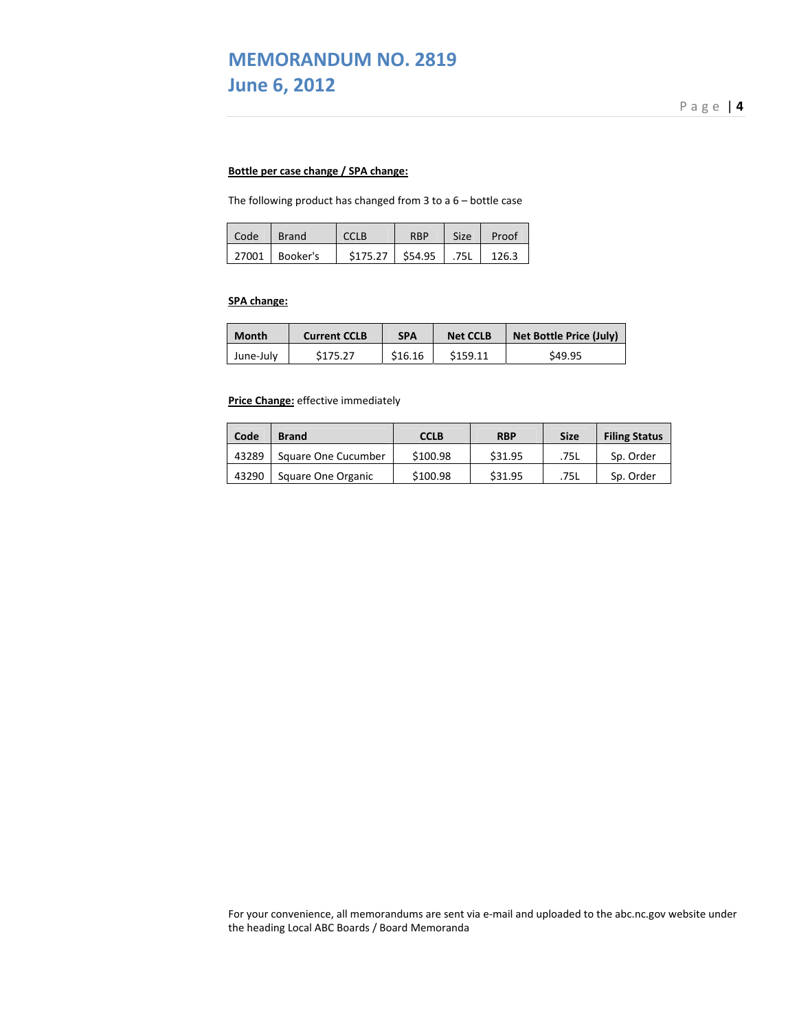# MEMORANDUM NO. 2819
# June 6, 2012

**Bottle per case change / SPA change:**

The following product has changed from 3 to a 6 – bottle case

| Code | Brand | CCLB | RBP | Size | Proof |
|---|---|---|---|---|---|
| 27001 | Booker's | $175.27 | $54.95 | .75L | 126.3 |

**SPA change:**

| Month | Current CCLB | SPA | Net CCLB | Net Bottle Price (July) |
|---|---|---|---|---|
| June-July | $175.27 | $16.16 | $159.11 | $49.95 |

**Price Change:** effective immediately

| Code | Brand | CCLB | RBP | Size | Filing Status |
|---|---|---|---|---|---|
| 43289 | Square One Cucumber | $100.98 | $31.95 | .75L | Sp. Order |
| 43290 | Square One Organic | $100.98 | $31.95 | .75L | Sp. Order |

For your convenience, all memorandums are sent via e-mail and uploaded to the abc.nc.gov website under the heading Local ABC Boards / Board Memoranda